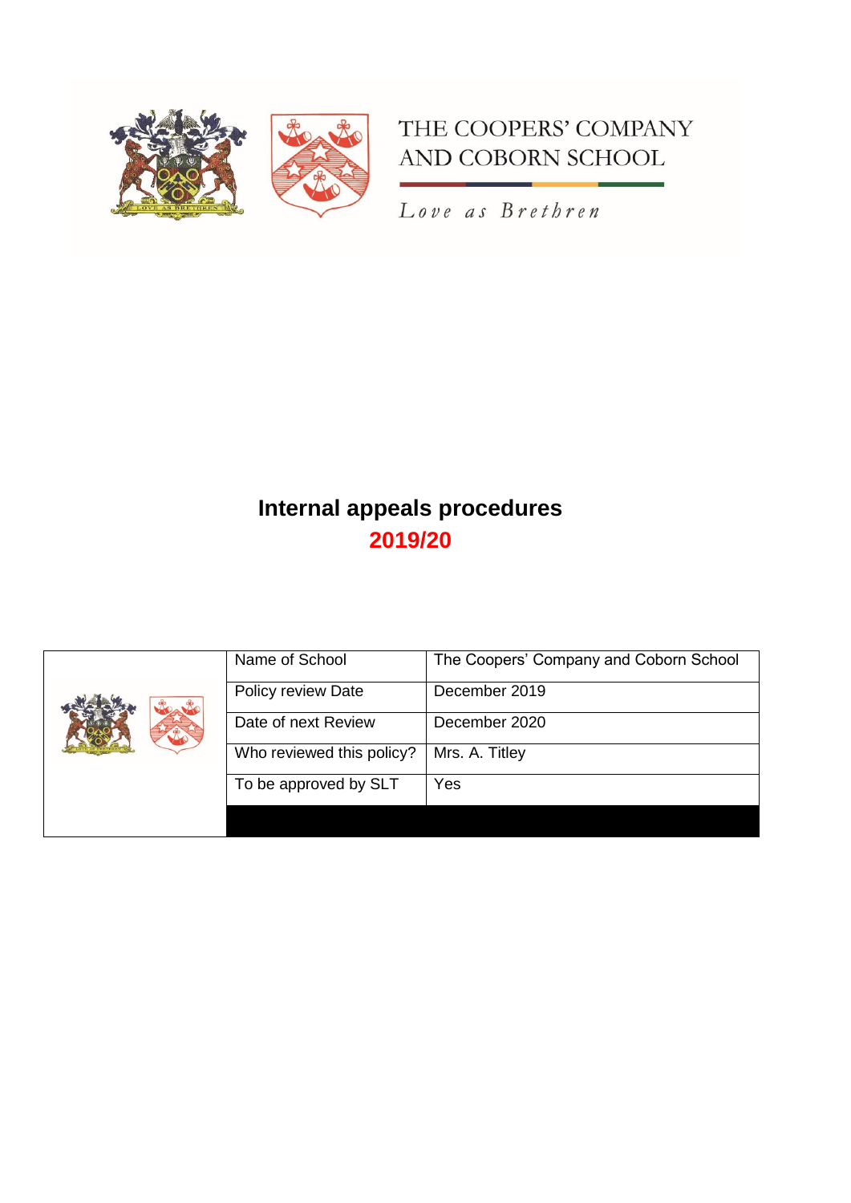THE COOPERS' COMPANY AND COBORN SCHOOL

*Love as Brethren*

# Internal appeals procedures

## 2019/20

| | | |
|---|---|---|
| | Name of School | The Coopers' Company and Coborn School |
| | Policy review Date | December 2019 |
| | Date of next Review | December 2020 |
| | Who reviewed this policy? | Mrs. A. Titley |
| | To be approved by SLT | Yes |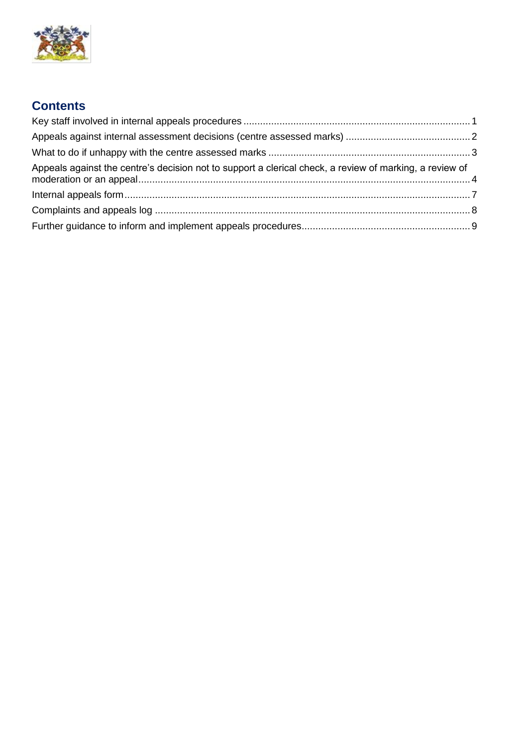## Contents

Key staff involved in internal appeals procedures ........ 1

Appeals against internal assessment decisions (centre assessed marks) ........ 2

What to do if unhappy with the centre assessed marks ........ 3

Appeals against the centre's decision not to support a clerical check, a review of marking, a review of moderation or an appeal ........ 4

Internal appeals form ........ 7

Complaints and appeals log ........ 8

Further guidance to inform and implement appeals procedures ........ 9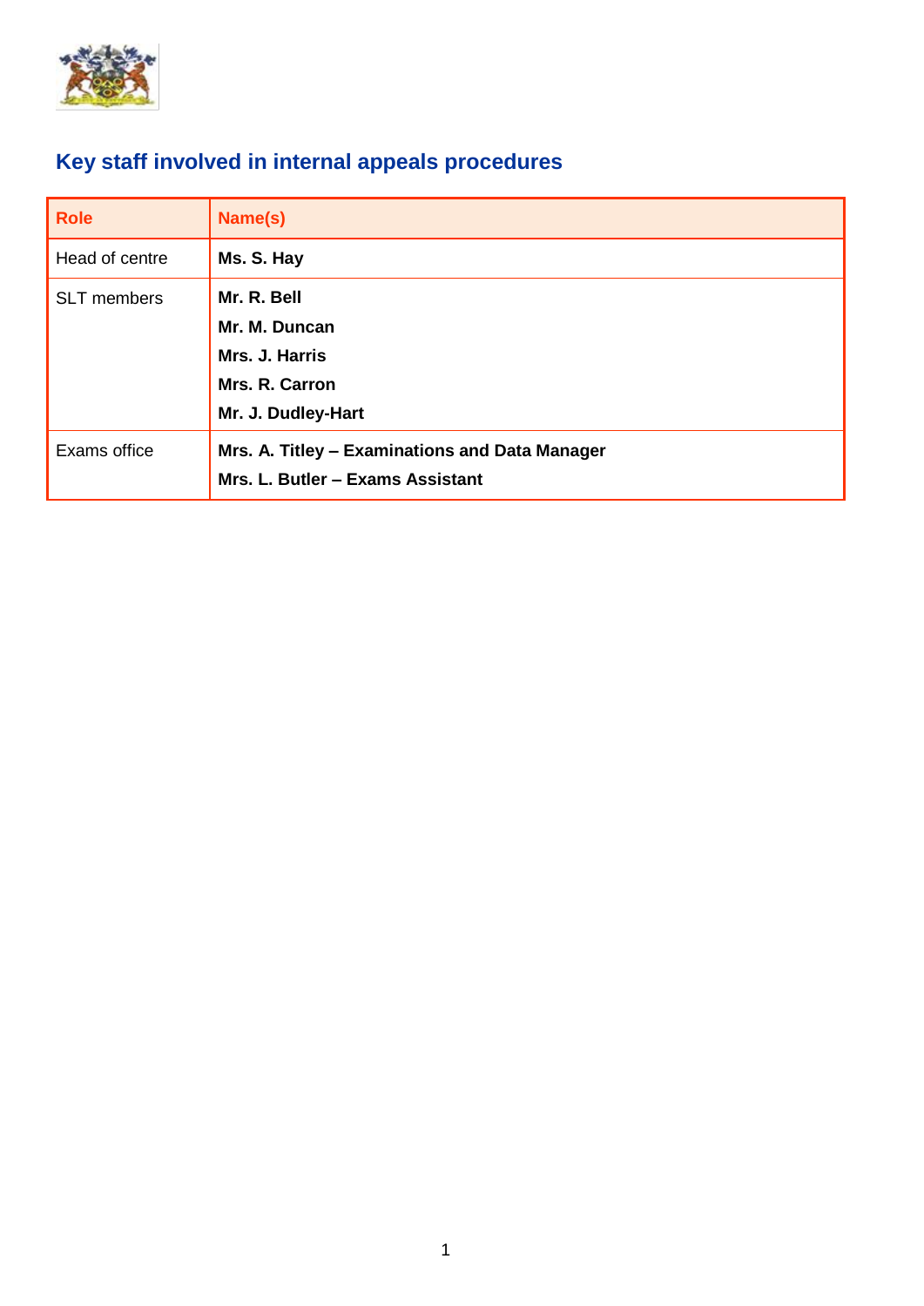## Key staff involved in internal appeals procedures

| Role | Name(s) |
|---|---|
| Head of centre | **Ms. S. Hay** |
| SLT members | **Mr. R. Bell**<br>**Mr. M. Duncan**<br>**Mrs. J. Harris**<br>**Mrs. R. Carron**<br>**Mr. J. Dudley-Hart** |
| Exams office | **Mrs. A. Titley – Examinations and Data Manager**<br>**Mrs. L. Butler – Exams Assistant** |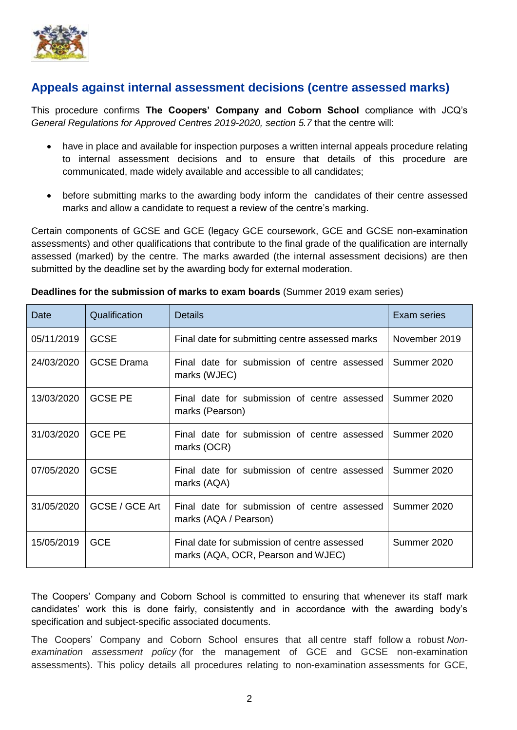## Appeals against internal assessment decisions (centre assessed marks)

This procedure confirms **The Coopers' Company and Coborn School** compliance with JCQ's *General Regulations for Approved Centres 2019-2020, section 5.7* that the centre will:

- have in place and available for inspection purposes a written internal appeals procedure relating to internal assessment decisions and to ensure that details of this procedure are communicated, made widely available and accessible to all candidates;
- before submitting marks to the awarding body inform the candidates of their centre assessed marks and allow a candidate to request a review of the centre's marking.

Certain components of GCSE and GCE (legacy GCE coursework, GCE and GCSE non-examination assessments) and other qualifications that contribute to the final grade of the qualification are internally assessed (marked) by the centre. The marks awarded (the internal assessment decisions) are then submitted by the deadline set by the awarding body for external moderation.

**Deadlines for the submission of marks to exam boards** (Summer 2019 exam series)

| Date | Qualification | Details | Exam series |
|---|---|---|---|
| 05/11/2019 | GCSE | Final date for submitting centre assessed marks | November 2019 |
| 24/03/2020 | GCSE Drama | Final date for submission of centre assessed marks (WJEC) | Summer 2020 |
| 13/03/2020 | GCSE PE | Final date for submission of centre assessed marks (Pearson) | Summer 2020 |
| 31/03/2020 | GCE PE | Final date for submission of centre assessed marks (OCR) | Summer 2020 |
| 07/05/2020 | GCSE | Final date for submission of centre assessed marks (AQA) | Summer 2020 |
| 31/05/2020 | GCSE / GCE Art | Final date for submission of centre assessed marks (AQA / Pearson) | Summer 2020 |
| 15/05/2019 | GCE | Final date for submission of centre assessed marks (AQA, OCR, Pearson and WJEC) | Summer 2020 |

The Coopers' Company and Coborn School is committed to ensuring that whenever its staff mark candidates' work this is done fairly, consistently and in accordance with the awarding body's specification and subject-specific associated documents.

The Coopers' Company and Coborn School ensures that all centre staff follow a robust *Non-examination assessment policy* (for the management of GCE and GCSE non-examination assessments). This policy details all procedures relating to non-examination assessments for GCE,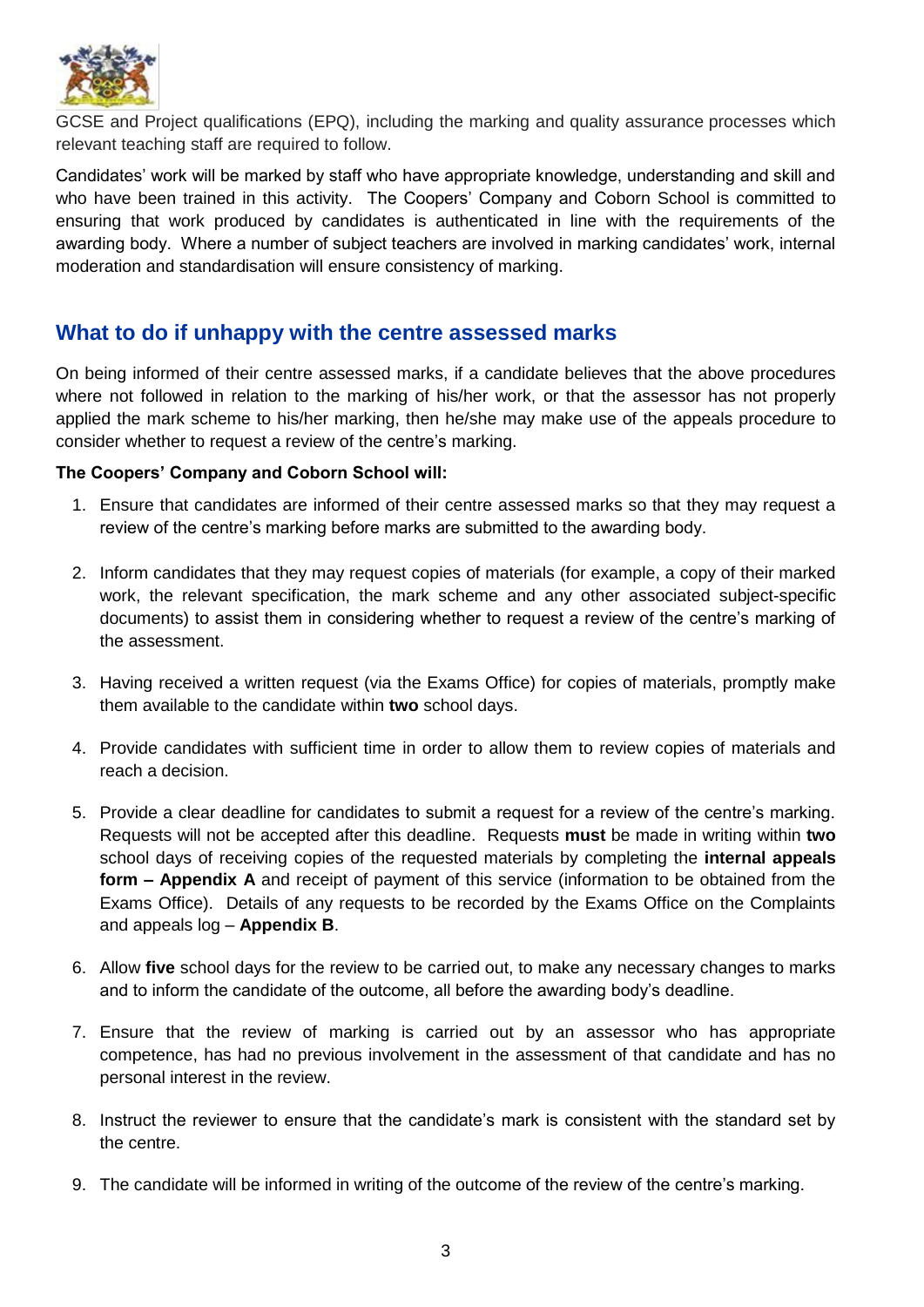GCSE and Project qualifications (EPQ), including the marking and quality assurance processes which relevant teaching staff are required to follow.

Candidates' work will be marked by staff who have appropriate knowledge, understanding and skill and who have been trained in this activity. The Coopers' Company and Coborn School is committed to ensuring that work produced by candidates is authenticated in line with the requirements of the awarding body. Where a number of subject teachers are involved in marking candidates' work, internal moderation and standardisation will ensure consistency of marking.

## What to do if unhappy with the centre assessed marks

On being informed of their centre assessed marks, if a candidate believes that the above procedures where not followed in relation to the marking of his/her work, or that the assessor has not properly applied the mark scheme to his/her marking, then he/she may make use of the appeals procedure to consider whether to request a review of the centre's marking.

**The Coopers' Company and Coborn School will:**

1. Ensure that candidates are informed of their centre assessed marks so that they may request a review of the centre's marking before marks are submitted to the awarding body.

2. Inform candidates that they may request copies of materials (for example, a copy of their marked work, the relevant specification, the mark scheme and any other associated subject-specific documents) to assist them in considering whether to request a review of the centre's marking of the assessment.

3. Having received a written request (via the Exams Office) for copies of materials, promptly make them available to the candidate within **two** school days.

4. Provide candidates with sufficient time in order to allow them to review copies of materials and reach a decision.

5. Provide a clear deadline for candidates to submit a request for a review of the centre's marking. Requests will not be accepted after this deadline. Requests **must** be made in writing within **two** school days of receiving copies of the requested materials by completing the **internal appeals form – Appendix A** and receipt of payment of this service (information to be obtained from the Exams Office). Details of any requests to be recorded by the Exams Office on the Complaints and appeals log – **Appendix B**.

6. Allow **five** school days for the review to be carried out, to make any necessary changes to marks and to inform the candidate of the outcome, all before the awarding body's deadline.

7. Ensure that the review of marking is carried out by an assessor who has appropriate competence, has had no previous involvement in the assessment of that candidate and has no personal interest in the review.

8. Instruct the reviewer to ensure that the candidate's mark is consistent with the standard set by the centre.

9. The candidate will be informed in writing of the outcome of the review of the centre's marking.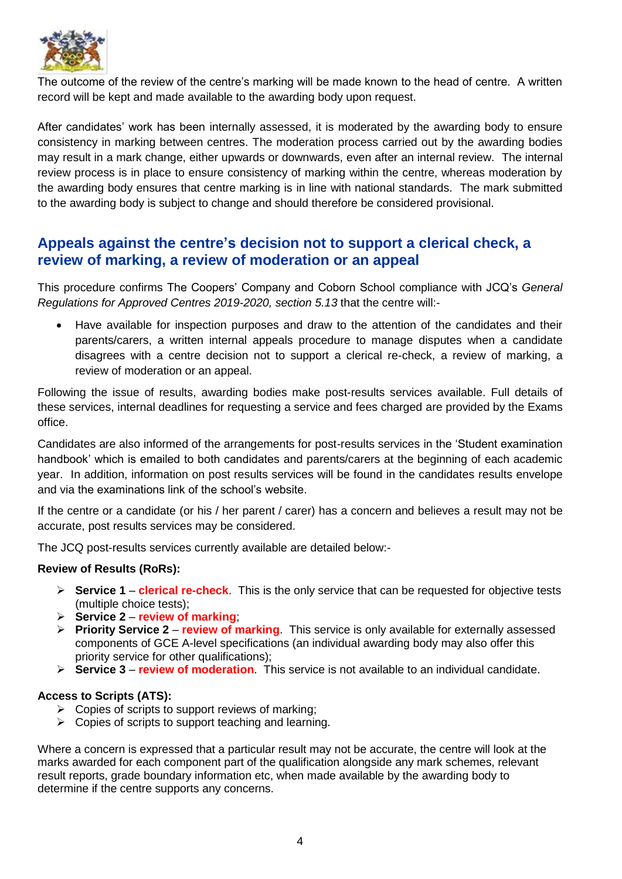The outcome of the review of the centre's marking will be made known to the head of centre. A written record will be kept and made available to the awarding body upon request.

After candidates' work has been internally assessed, it is moderated by the awarding body to ensure consistency in marking between centres. The moderation process carried out by the awarding bodies may result in a mark change, either upwards or downwards, even after an internal review. The internal review process is in place to ensure consistency of marking within the centre, whereas moderation by the awarding body ensures that centre marking is in line with national standards. The mark submitted to the awarding body is subject to change and should therefore be considered provisional.

## Appeals against the centre's decision not to support a clerical check, a review of marking, a review of moderation or an appeal

This procedure confirms The Coopers' Company and Coborn School compliance with JCQ's *General Regulations for Approved Centres 2019-2020, section 5.13* that the centre will:-

- Have available for inspection purposes and draw to the attention of the candidates and their parents/carers, a written internal appeals procedure to manage disputes when a candidate disagrees with a centre decision not to support a clerical re-check, a review of marking, a review of moderation or an appeal.

Following the issue of results, awarding bodies make post-results services available. Full details of these services, internal deadlines for requesting a service and fees charged are provided by the Exams office.

Candidates are also informed of the arrangements for post-results services in the 'Student examination handbook' which is emailed to both candidates and parents/carers at the beginning of each academic year. In addition, information on post results services will be found in the candidates results envelope and via the examinations link of the school's website.

If the centre or a candidate (or his / her parent / carer) has a concern and believes a result may not be accurate, post results services may be considered.

The JCQ post-results services currently available are detailed below:-

**Review of Results (RoRs):**

- **Service 1** – **clerical re-check**. This is the only service that can be requested for objective tests (multiple choice tests);
- **Service 2** – **review of marking**;
- **Priority Service 2** – **review of marking**. This service is only available for externally assessed components of GCE A-level specifications (an individual awarding body may also offer this priority service for other qualifications);
- **Service 3** – **review of moderation**. This service is not available to an individual candidate.

**Access to Scripts (ATS):**

- Copies of scripts to support reviews of marking;
- Copies of scripts to support teaching and learning.

Where a concern is expressed that a particular result may not be accurate, the centre will look at the marks awarded for each component part of the qualification alongside any mark schemes, relevant result reports, grade boundary information etc, when made available by the awarding body to determine if the centre supports any concerns.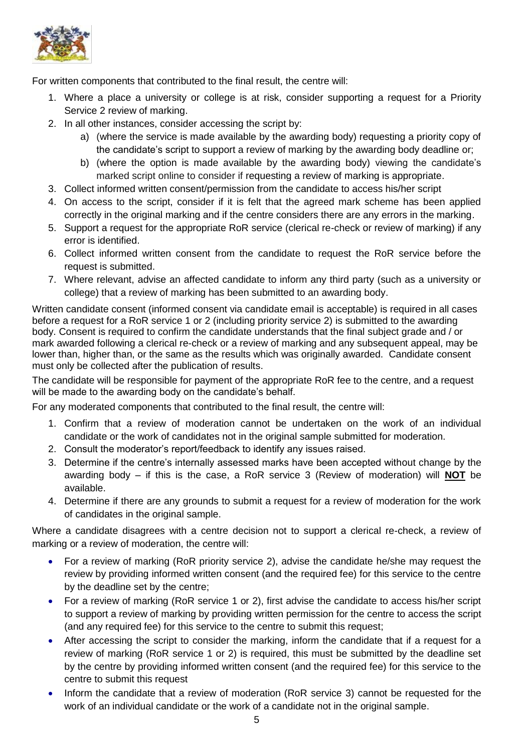For written components that contributed to the final result, the centre will:

1. Where a place a university or college is at risk, consider supporting a request for a Priority Service 2 review of marking.
2. In all other instances, consider accessing the script by:
   a) (where the service is made available by the awarding body) requesting a priority copy of the candidate's script to support a review of marking by the awarding body deadline or;
   b) (where the option is made available by the awarding body) viewing the candidate's marked script online to consider if requesting a review of marking is appropriate.
3. Collect informed written consent/permission from the candidate to access his/her script
4. On access to the script, consider if it is felt that the agreed mark scheme has been applied correctly in the original marking and if the centre considers there are any errors in the marking.
5. Support a request for the appropriate RoR service (clerical re-check or review of marking) if any error is identified.
6. Collect informed written consent from the candidate to request the RoR service before the request is submitted.
7. Where relevant, advise an affected candidate to inform any third party (such as a university or college) that a review of marking has been submitted to an awarding body.

Written candidate consent (informed consent via candidate email is acceptable) is required in all cases before a request for a RoR service 1 or 2 (including priority service 2) is submitted to the awarding body. Consent is required to confirm the candidate understands that the final subject grade and / or mark awarded following a clerical re-check or a review of marking and any subsequent appeal, may be lower than, higher than, or the same as the results which was originally awarded. Candidate consent must only be collected after the publication of results.

The candidate will be responsible for payment of the appropriate RoR fee to the centre, and a request will be made to the awarding body on the candidate's behalf.

For any moderated components that contributed to the final result, the centre will:

1. Confirm that a review of moderation cannot be undertaken on the work of an individual candidate or the work of candidates not in the original sample submitted for moderation.
2. Consult the moderator's report/feedback to identify any issues raised.
3. Determine if the centre's internally assessed marks have been accepted without change by the awarding body – if this is the case, a RoR service 3 (Review of moderation) will **NOT** be available.
4. Determine if there are any grounds to submit a request for a review of moderation for the work of candidates in the original sample.

Where a candidate disagrees with a centre decision not to support a clerical re-check, a review of marking or a review of moderation, the centre will:

- For a review of marking (RoR priority service 2), advise the candidate he/she may request the review by providing informed written consent (and the required fee) for this service to the centre by the deadline set by the centre;
- For a review of marking (RoR service 1 or 2), first advise the candidate to access his/her script to support a review of marking by providing written permission for the centre to access the script (and any required fee) for this service to the centre to submit this request;
- After accessing the script to consider the marking, inform the candidate that if a request for a review of marking (RoR service 1 or 2) is required, this must be submitted by the deadline set by the centre by providing informed written consent (and the required fee) for this service to the centre to submit this request
- Inform the candidate that a review of moderation (RoR service 3) cannot be requested for the work of an individual candidate or the work of a candidate not in the original sample.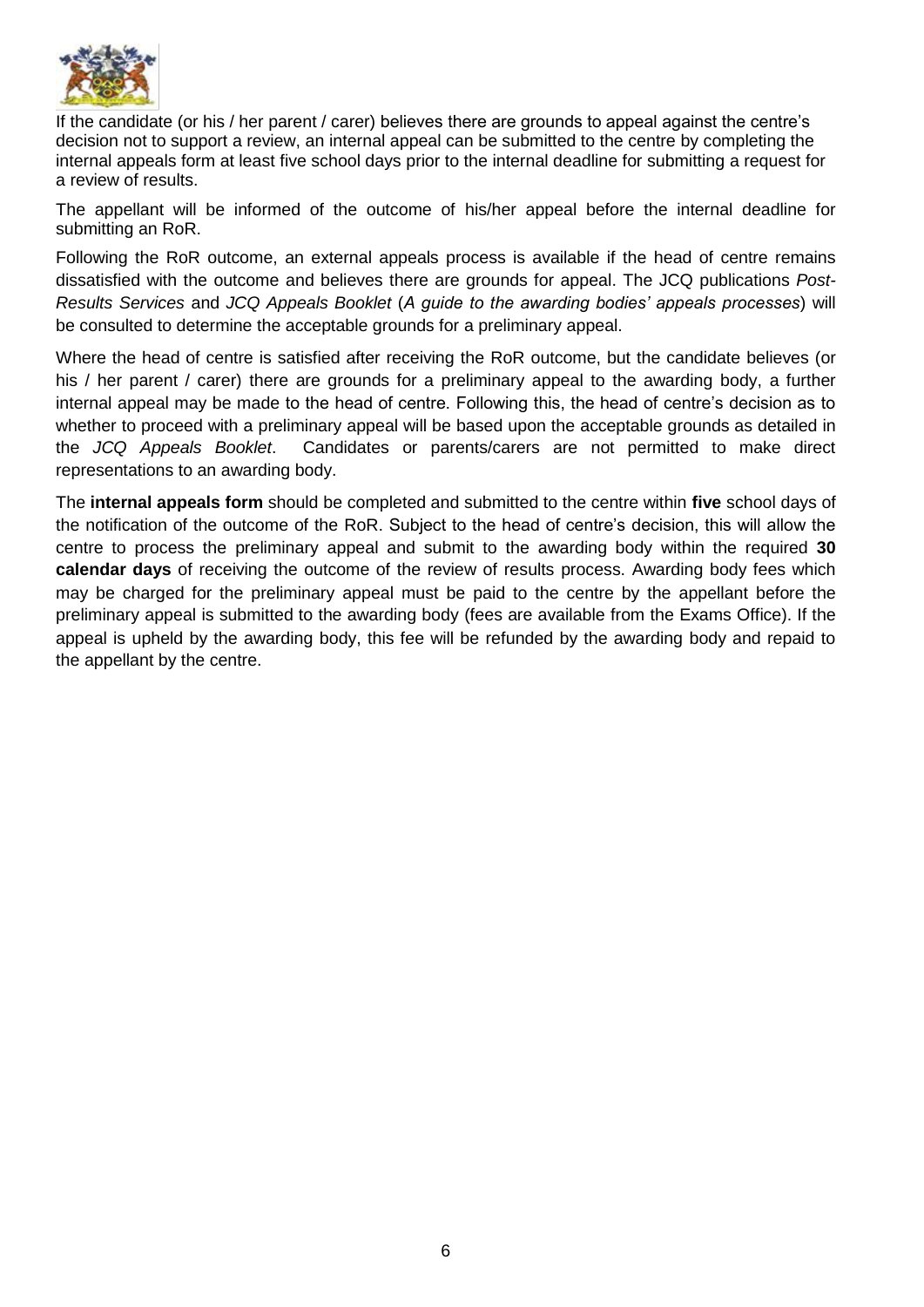If the candidate (or his / her parent / carer) believes there are grounds to appeal against the centre's decision not to support a review, an internal appeal can be submitted to the centre by completing the internal appeals form at least five school days prior to the internal deadline for submitting a request for a review of results.

The appellant will be informed of the outcome of his/her appeal before the internal deadline for submitting an RoR.

Following the RoR outcome, an external appeals process is available if the head of centre remains dissatisfied with the outcome and believes there are grounds for appeal. The JCQ publications *Post-Results Services* and *JCQ Appeals Booklet* (*A guide to the awarding bodies' appeals processes*) will be consulted to determine the acceptable grounds for a preliminary appeal.

Where the head of centre is satisfied after receiving the RoR outcome, but the candidate believes (or his / her parent / carer) there are grounds for a preliminary appeal to the awarding body, a further internal appeal may be made to the head of centre. Following this, the head of centre's decision as to whether to proceed with a preliminary appeal will be based upon the acceptable grounds as detailed in the *JCQ Appeals Booklet*. Candidates or parents/carers are not permitted to make direct representations to an awarding body.

The **internal appeals form** should be completed and submitted to the centre within **five** school days of the notification of the outcome of the RoR. Subject to the head of centre's decision, this will allow the centre to process the preliminary appeal and submit to the awarding body within the required **30 calendar days** of receiving the outcome of the review of results process. Awarding body fees which may be charged for the preliminary appeal must be paid to the centre by the appellant before the preliminary appeal is submitted to the awarding body (fees are available from the Exams Office). If the appeal is upheld by the awarding body, this fee will be refunded by the awarding body and repaid to the appellant by the centre.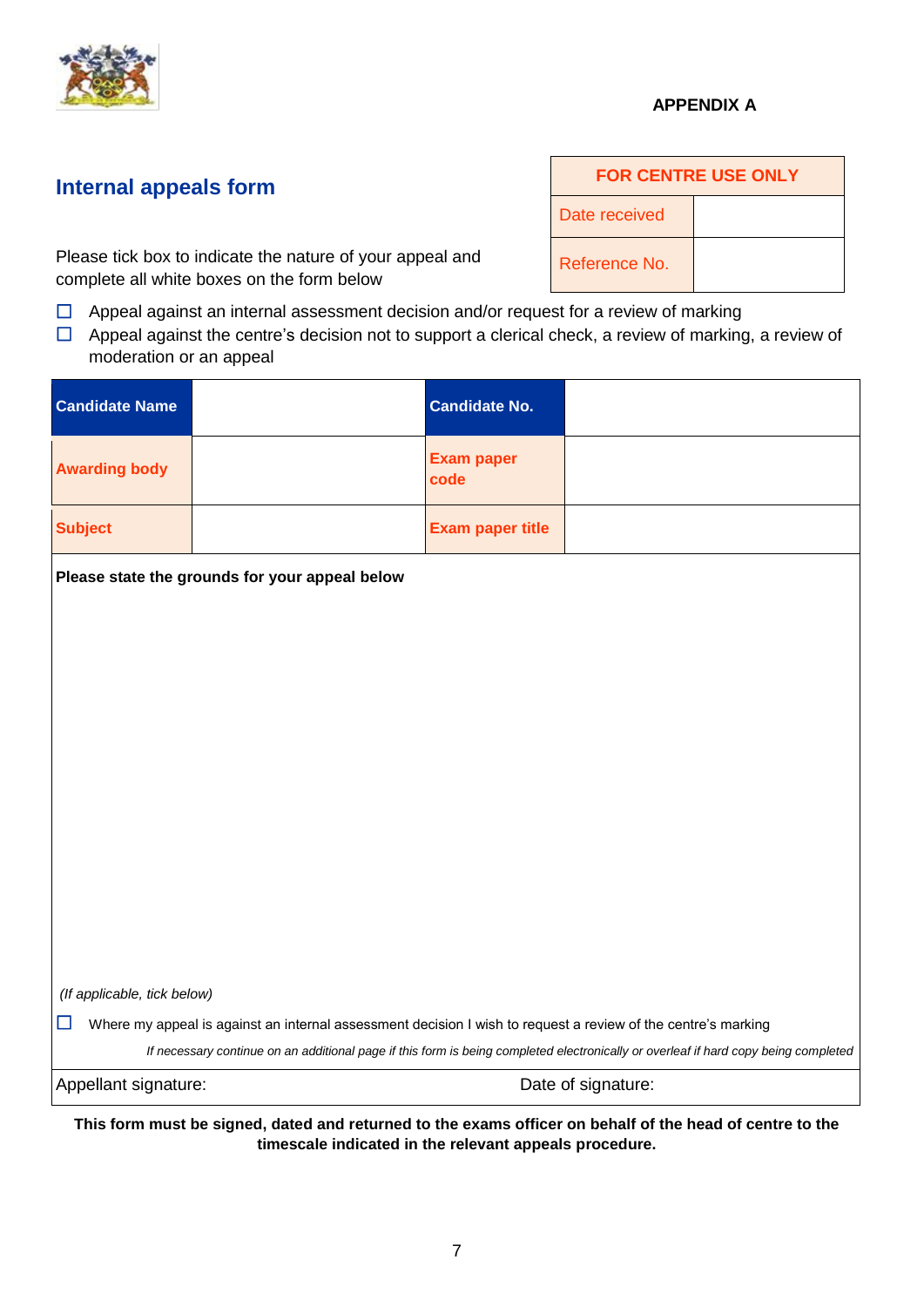**APPENDIX A**

## Internal appeals form

| FOR CENTRE USE ONLY | |
|---|---|
| Date received | |
| Reference No. | |

Please tick box to indicate the nature of your appeal and complete all white boxes on the form below

- ☐ Appeal against an internal assessment decision and/or request for a review of marking
- ☐ Appeal against the centre's decision not to support a clerical check, a review of marking, a review of moderation or an appeal

| Candidate Name | | Candidate No. | |
|---|---|---|---|
| **Awarding body** | | **Exam paper code** | |
| **Subject** | | **Exam paper title** | |

**Please state the grounds for your appeal below**

*(If applicable, tick below)*

☐ Where my appeal is against an internal assessment decision I wish to request a review of the centre's marking

*If necessary continue on an additional page if this form is being completed electronically or overleaf if hard copy being completed*

Appellant signature: Date of signature:

**This form must be signed, dated and returned to the exams officer on behalf of the head of centre to the timescale indicated in the relevant appeals procedure.**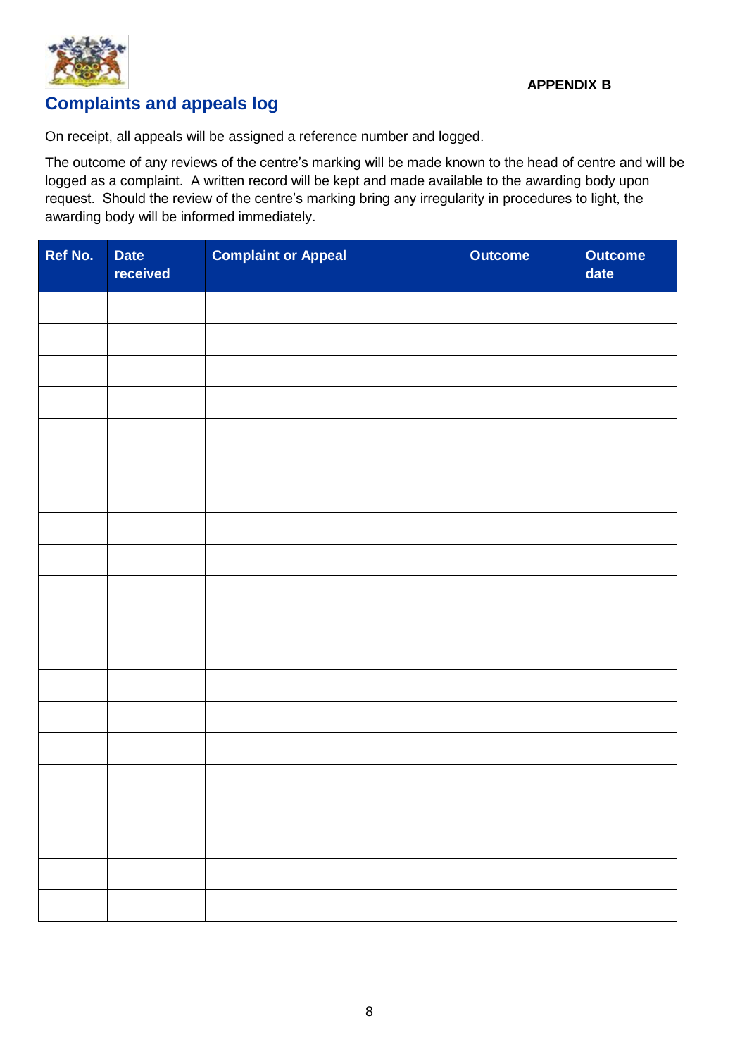**APPENDIX B**

## Complaints and appeals log

On receipt, all appeals will be assigned a reference number and logged.

The outcome of any reviews of the centre's marking will be made known to the head of centre and will be logged as a complaint. A written record will be kept and made available to the awarding body upon request. Should the review of the centre's marking bring any irregularity in procedures to light, the awarding body will be informed immediately.

| Ref No. | Date received | Complaint or Appeal | Outcome | Outcome date |
| --- | --- | --- | --- | --- |
| | | | | |
| | | | | |
| | | | | |
| | | | | |
| | | | | |
| | | | | |
| | | | | |
| | | | | |
| | | | | |
| | | | | |
| | | | | |
| | | | | |
| | | | | |
| | | | | |
| | | | | |
| | | | | |
| | | | | |
| | | | | |
| | | | | |
| | | | | |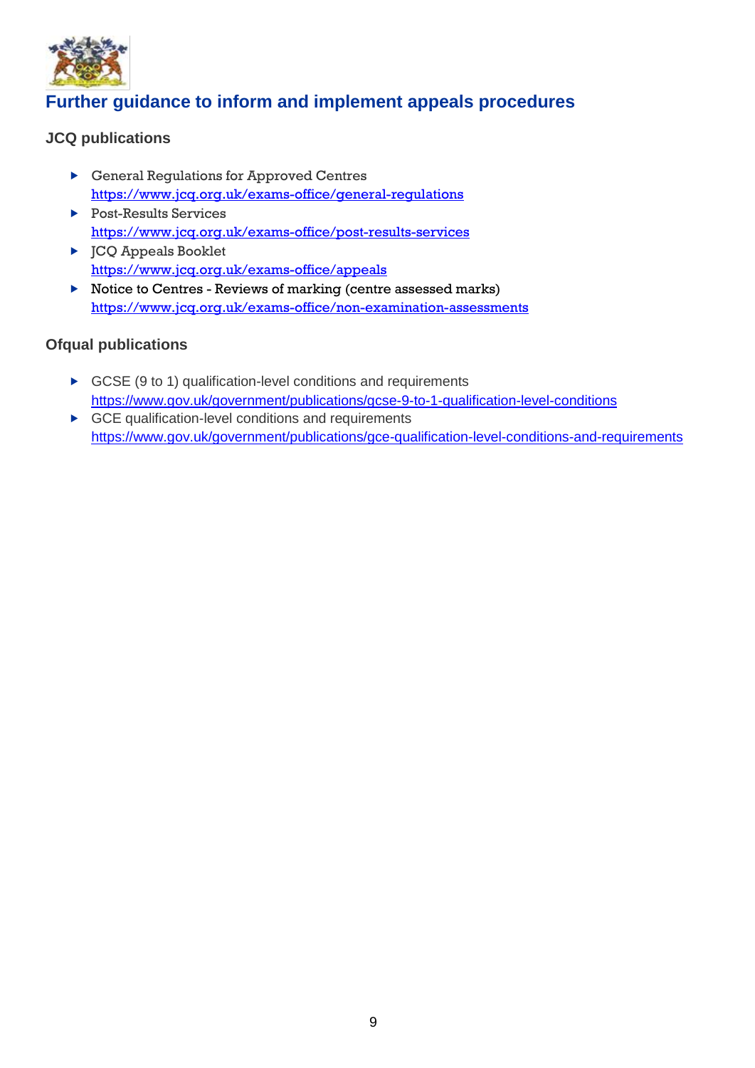## Further guidance to inform and implement appeals procedures

### JCQ publications

- General Regulations for Approved Centres
  https://www.jcq.org.uk/exams-office/general-regulations
- Post-Results Services
  https://www.jcq.org.uk/exams-office/post-results-services
- JCQ Appeals Booklet
  https://www.jcq.org.uk/exams-office/appeals
- Notice to Centres - Reviews of marking (centre assessed marks)
  https://www.jcq.org.uk/exams-office/non-examination-assessments

### Ofqual publications

- GCSE (9 to 1) qualification-level conditions and requirements
  https://www.gov.uk/government/publications/gcse-9-to-1-qualification-level-conditions
- GCE qualification-level conditions and requirements
  https://www.gov.uk/government/publications/gce-qualification-level-conditions-and-requirements